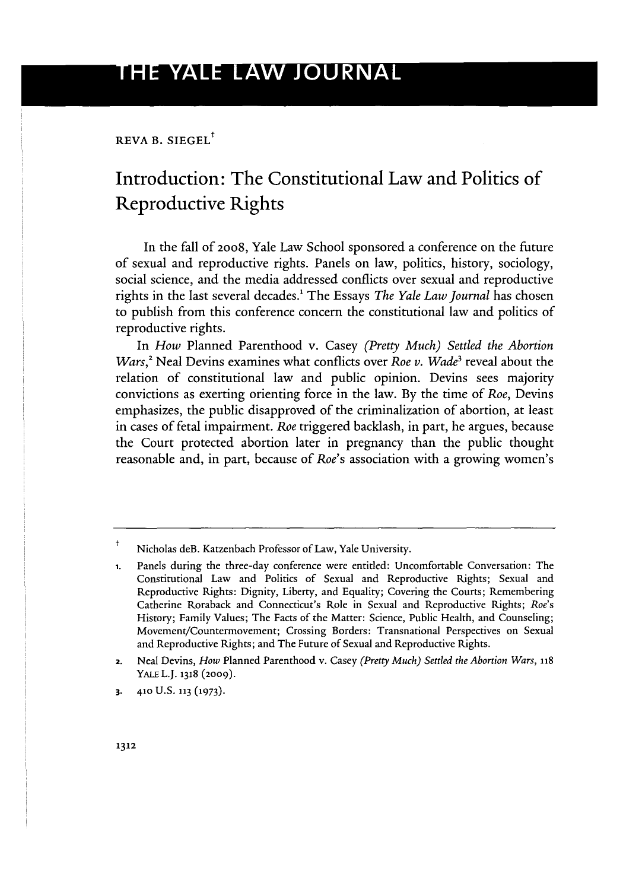REVA B. SIEGEL[†]

# Introduction: The Constitutional Law and Politics of Reproductive Rights

In the fall of 2008, Yale Law School sponsored a conference on the future of sexual and reproductive rights. Panels on law, politics, history, sociology, social science, and the media addressed conflicts over sexual and reproductive rights in the last several decades.[1] The Essays *The Yale Law Journal* has chosen to publish from this conference concern the constitutional law and politics of reproductive rights.

In *How* Planned Parenthood v. Casey *(Pretty Much) Settled the Abortion Wars*,[2] Neal Devins examines what conflicts over *Roe v. Wade*[3] reveal about the relation of constitutional law and public opinion. Devins sees majority convictions as exerting orienting force in the law. By the time of *Roe*, Devins emphasizes, the public disapproved of the criminalization of abortion, at least in cases of fetal impairment. *Roe* triggered backlash, in part, he argues, because the Court protected abortion later in pregnancy than the public thought reasonable and, in part, because of *Roe*'s association with a growing women's

---

† Nicholas deB. Katzenbach Professor of Law, Yale University.

1. Panels during the three-day conference were entitled: Uncomfortable Conversation: The Constitutional Law and Politics of Sexual and Reproductive Rights; Sexual and Reproductive Rights: Dignity, Liberty, and Equality; Covering the Courts; Remembering Catherine Roraback and Connecticut's Role in Sexual and Reproductive Rights; *Roe*'s History; Family Values; The Facts of the Matter: Science, Public Health, and Counseling; Movement/Countermovement; Crossing Borders: Transnational Perspectives on Sexual and Reproductive Rights; and The Future of Sexual and Reproductive Rights.

2. Neal Devins, *How* Planned Parenthood v. Casey *(Pretty Much) Settled the Abortion Wars*, 118 YALE L.J. 1318 (2009).

3. 410 U.S. 113 (1973).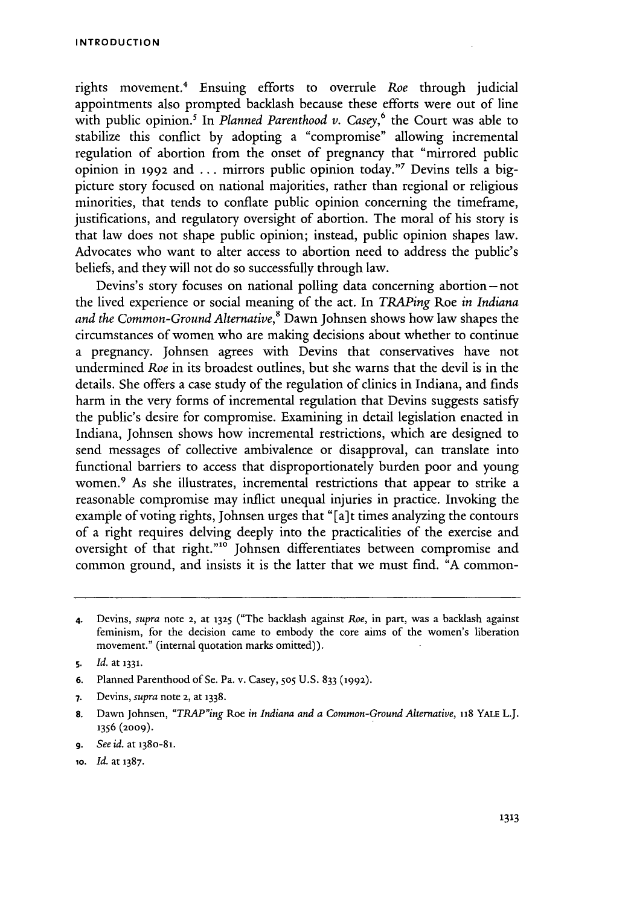rights movement.[4] Ensuing efforts to overrule *Roe* through judicial appointments also prompted backlash because these efforts were out of line with public opinion.[5] In *Planned Parenthood v. Casey*,[6] the Court was able to stabilize this conflict by adopting a "compromise" allowing incremental regulation of abortion from the onset of pregnancy that "mirrored public opinion in 1992 and ... mirrors public opinion today."[7] Devins tells a big-picture story focused on national majorities, rather than regional or religious minorities, that tends to conflate public opinion concerning the timeframe, justifications, and regulatory oversight of abortion. The moral of his story is that law does not shape public opinion; instead, public opinion shapes law. Advocates who want to alter access to abortion need to address the public's beliefs, and they will not do so successfully through law.

Devins's story focuses on national polling data concerning abortion – not the lived experience or social meaning of the act. In *TRAPing* Roe *in Indiana and the Common-Ground Alternative*,[8] Dawn Johnsen shows how law shapes the circumstances of women who are making decisions about whether to continue a pregnancy. Johnsen agrees with Devins that conservatives have not undermined *Roe* in its broadest outlines, but she warns that the devil is in the details. She offers a case study of the regulation of clinics in Indiana, and finds harm in the very forms of incremental regulation that Devins suggests satisfy the public's desire for compromise. Examining in detail legislation enacted in Indiana, Johnsen shows how incremental restrictions, which are designed to send messages of collective ambivalence or disapproval, can translate into functional barriers to access that disproportionately burden poor and young women.[9] As she illustrates, incremental restrictions that appear to strike a reasonable compromise may inflict unequal injuries in practice. Invoking the example of voting rights, Johnsen urges that "[a]t times analyzing the contours of a right requires delving deeply into the practicalities of the exercise and oversight of that right."[10] Johnsen differentiates between compromise and common ground, and insists it is the latter that we must find. "A common-

---

4. Devins, *supra* note 2, at 1325 ("The backlash against *Roe*, in part, was a backlash against feminism, for the decision came to embody the core aims of the women's liberation movement." (internal quotation marks omitted)).

5. *Id.* at 1331.

6. Planned Parenthood of Se. Pa. v. Casey, 505 U.S. 833 (1992).

7. Devins, *supra* note 2, at 1338.

8. Dawn Johnsen, *"TRAP"ing* Roe *in Indiana and a Common-Ground Alternative*, 118 YALE L.J. 1356 (2009).

9. *See id.* at 1380-81.

10. *Id.* at 1387.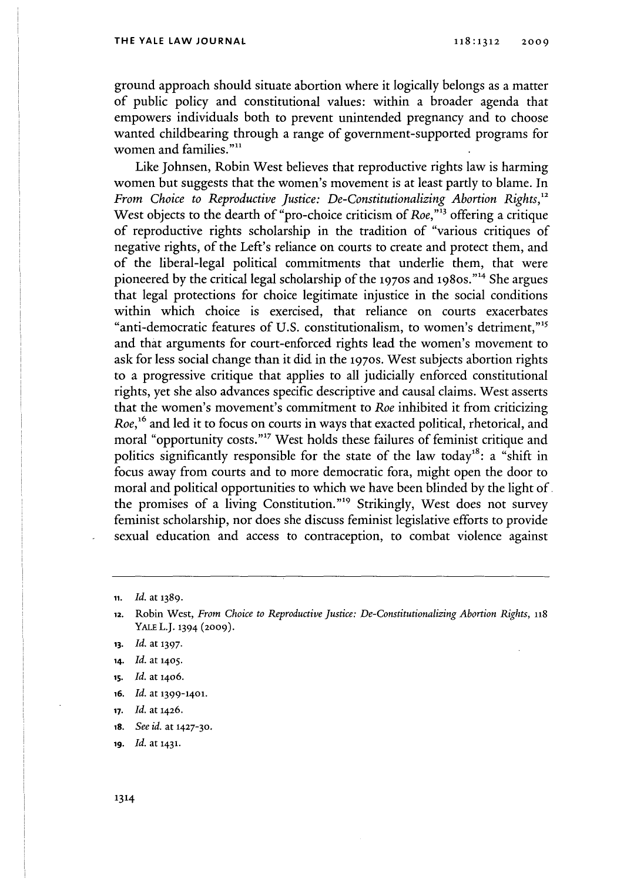ground approach should situate abortion where it logically belongs as a matter of public policy and constitutional values: within a broader agenda that empowers individuals both to prevent unintended pregnancy and to choose wanted childbearing through a range of government-supported programs for women and families."[11]

Like Johnsen, Robin West believes that reproductive rights law is harming women but suggests that the women's movement is at least partly to blame. In *From Choice to Reproductive Justice: De-Constitutionalizing Abortion Rights*,[12] West objects to the dearth of "pro-choice criticism of *Roe*,"[13] offering a critique of reproductive rights scholarship in the tradition of "various critiques of negative rights, of the Left's reliance on courts to create and protect them, and of the liberal-legal political commitments that underlie them, that were pioneered by the critical legal scholarship of the 1970s and 1980s."[14] She argues that legal protections for choice legitimate injustice in the social conditions within which choice is exercised, that reliance on courts exacerbates "anti-democratic features of U.S. constitutionalism, to women's detriment,"[15] and that arguments for court-enforced rights lead the women's movement to ask for less social change than it did in the 1970s. West subjects abortion rights to a progressive critique that applies to all judicially enforced constitutional rights, yet she also advances specific descriptive and causal claims. West asserts that the women's movement's commitment to *Roe* inhibited it from criticizing *Roe*,[16] and led it to focus on courts in ways that exacted political, rhetorical, and moral "opportunity costs."[17] West holds these failures of feminist critique and politics significantly responsible for the state of the law today[18]: a "shift in focus away from courts and to more democratic fora, might open the door to moral and political opportunities to which we have been blinded by the light of the promises of a living Constitution."[19] Strikingly, West does not survey feminist scholarship, nor does she discuss feminist legislative efforts to provide sexual education and access to contraception, to combat violence against

---

11. *Id.* at 1389.
12. Robin West, *From Choice to Reproductive Justice: De-Constitutionalizing Abortion Rights*, 118 YALE L.J. 1394 (2009).
13. *Id.* at 1397.
14. *Id.* at 1405.
15. *Id.* at 1406.
16. *Id.* at 1399-1401.
17. *Id.* at 1426.
18. *See id.* at 1427-30.
19. *Id.* at 1431.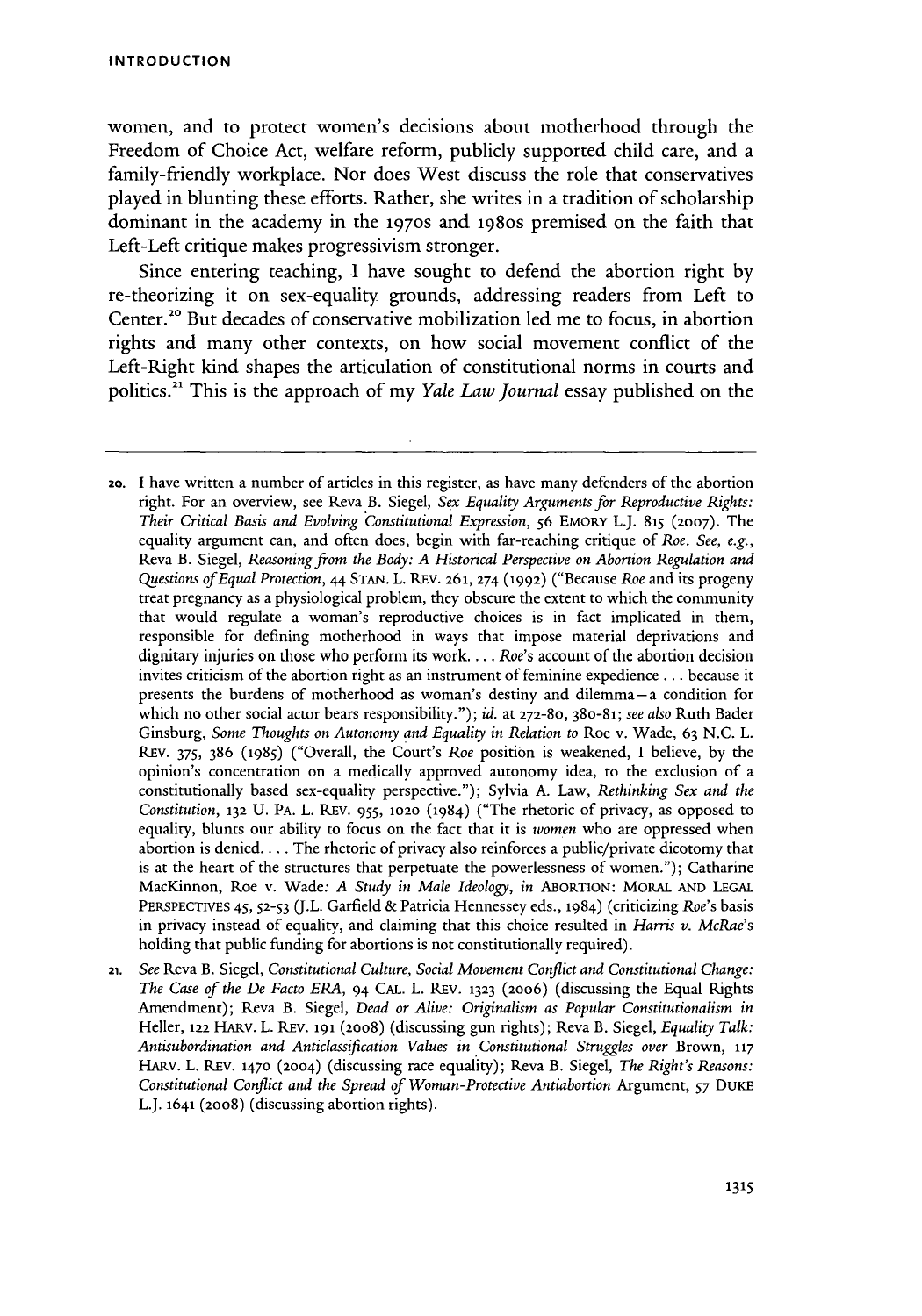women, and to protect women's decisions about motherhood through the Freedom of Choice Act, welfare reform, publicly supported child care, and a family-friendly workplace. Nor does West discuss the role that conservatives played in blunting these efforts. Rather, she writes in a tradition of scholarship dominant in the academy in the 1970s and 1980s premised on the faith that Left-Left critique makes progressivism stronger.

Since entering teaching, I have sought to defend the abortion right by re-theorizing it on sex-equality grounds, addressing readers from Left to Center.[20] But decades of conservative mobilization led me to focus, in abortion rights and many other contexts, on how social movement conflict of the Left-Right kind shapes the articulation of constitutional norms in courts and politics.[21] This is the approach of my *Yale Law Journal* essay published on the

---

20. I have written a number of articles in this register, as have many defenders of the abortion right. For an overview, see Reva B. Siegel, *Sex Equality Arguments for Reproductive Rights: Their Critical Basis and Evolving Constitutional Expression*, 56 EMORY L.J. 815 (2007). The equality argument can, and often does, begin with far-reaching critique of *Roe*. *See, e.g.*, Reva B. Siegel, *Reasoning from the Body: A Historical Perspective on Abortion Regulation and Questions of Equal Protection*, 44 STAN. L. REV. 261, 274 (1992) ("Because *Roe* and its progeny treat pregnancy as a physiological problem, they obscure the extent to which the community that would regulate a woman's reproductive choices is in fact implicated in them, responsible for defining motherhood in ways that impose material deprivations and dignitary injuries on those who perform its work. . . . *Roe*'s account of the abortion decision invites criticism of the abortion right as an instrument of feminine expedience . . . because it presents the burdens of motherhood as woman's destiny and dilemma—a condition for which no other social actor bears responsibility."); *id.* at 272-80, 380-81; *see also* Ruth Bader Ginsburg, *Some Thoughts on Autonomy and Equality in Relation to* Roe v. Wade, 63 N.C. L. REV. 375, 386 (1985) ("Overall, the Court's *Roe* position is weakened, I believe, by the opinion's concentration on a medically approved autonomy idea, to the exclusion of a constitutionally based sex-equality perspective."); Sylvia A. Law, *Rethinking Sex and the Constitution*, 132 U. PA. L. REV. 955, 1020 (1984) ("The rhetoric of privacy, as opposed to equality, blunts our ability to focus on the fact that it is *women* who are oppressed when abortion is denied. . . . The rhetoric of privacy also reinforces a public/private dicotomy that is at the heart of the structures that perpetuate the powerlessness of women."); Catharine MacKinnon, Roe v. Wade*: A Study in Male Ideology*, *in* ABORTION: MORAL AND LEGAL PERSPECTIVES 45, 52-53 (J.L. Garfield & Patricia Hennessey eds., 1984) (criticizing *Roe*'s basis in privacy instead of equality, and claiming that this choice resulted in *Harris v. McRae*'s holding that public funding for abortions is not constitutionally required).

21. *See* Reva B. Siegel, *Constitutional Culture, Social Movement Conflict and Constitutional Change: The Case of the De Facto ERA*, 94 CAL. L. REV. 1323 (2006) (discussing the Equal Rights Amendment); Reva B. Siegel, *Dead or Alive: Originalism as Popular Constitutionalism in* Heller, 122 HARV. L. REV. 191 (2008) (discussing gun rights); Reva B. Siegel, *Equality Talk: Antisubordination and Anticlassification Values in Constitutional Struggles over* Brown, 117 HARV. L. REV. 1470 (2004) (discussing race equality); Reva B. Siegel, *The Right's Reasons: Constitutional Conflict and the Spread of Woman-Protective Antiabortion* Argument, 57 DUKE L.J. 1641 (2008) (discussing abortion rights).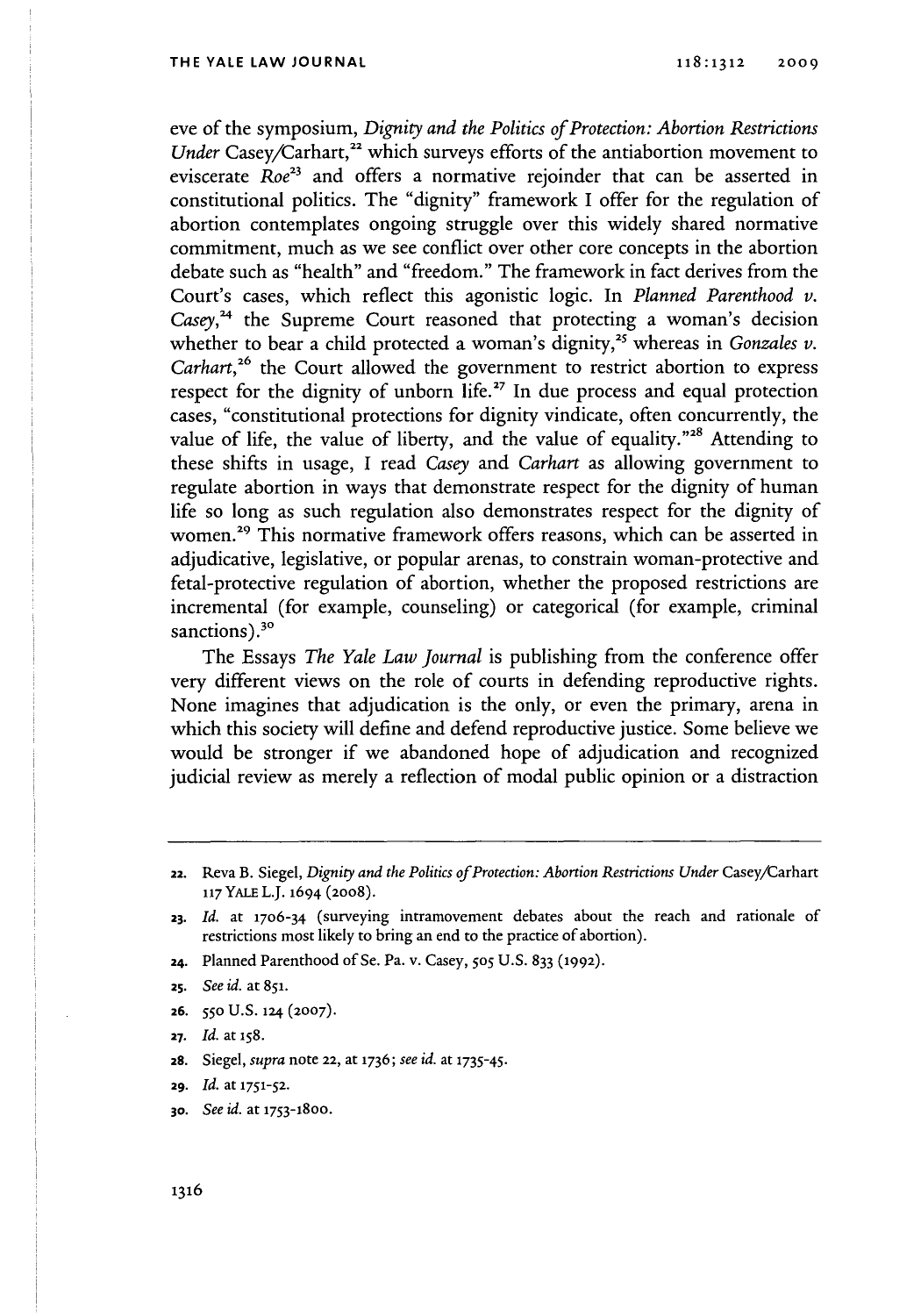eve of the symposium, *Dignity and the Politics of Protection: Abortion Restrictions Under* Casey/Carhart,[22] which surveys efforts of the antiabortion movement to eviscerate *Roe*[23] and offers a normative rejoinder that can be asserted in constitutional politics. The "dignity" framework I offer for the regulation of abortion contemplates ongoing struggle over this widely shared normative commitment, much as we see conflict over other core concepts in the abortion debate such as "health" and "freedom." The framework in fact derives from the Court's cases, which reflect this agonistic logic. In *Planned Parenthood v. Casey*,[24] the Supreme Court reasoned that protecting a woman's decision whether to bear a child protected a woman's dignity,[25] whereas in *Gonzales v. Carhart*,[26] the Court allowed the government to restrict abortion to express respect for the dignity of unborn life.[27] In due process and equal protection cases, "constitutional protections for dignity vindicate, often concurrently, the value of life, the value of liberty, and the value of equality."[28] Attending to these shifts in usage, I read *Casey* and *Carhart* as allowing government to regulate abortion in ways that demonstrate respect for the dignity of human life so long as such regulation also demonstrates respect for the dignity of women.[29] This normative framework offers reasons, which can be asserted in adjudicative, legislative, or popular arenas, to constrain woman-protective and fetal-protective regulation of abortion, whether the proposed restrictions are incremental (for example, counseling) or categorical (for example, criminal sanctions).[30]

The Essays *The Yale Law Journal* is publishing from the conference offer very different views on the role of courts in defending reproductive rights. None imagines that adjudication is the only, or even the primary, arena in which this society will define and defend reproductive justice. Some believe we would be stronger if we abandoned hope of adjudication and recognized judicial review as merely a reflection of modal public opinion or a distraction

---

22. Reva B. Siegel, *Dignity and the Politics of Protection: Abortion Restrictions Under* Casey/Carhart 117 YALE L.J. 1694 (2008).

23. *Id.* at 1706-34 (surveying intramovement debates about the reach and rationale of restrictions most likely to bring an end to the practice of abortion).

24. Planned Parenthood of Se. Pa. v. Casey, 505 U.S. 833 (1992).

25. *See id.* at 851.

26. 550 U.S. 124 (2007).

27. *Id.* at 158.

28. Siegel, *supra* note 22, at 1736; *see id.* at 1735-45.

29. *Id.* at 1751-52.

30. *See id.* at 1753-1800.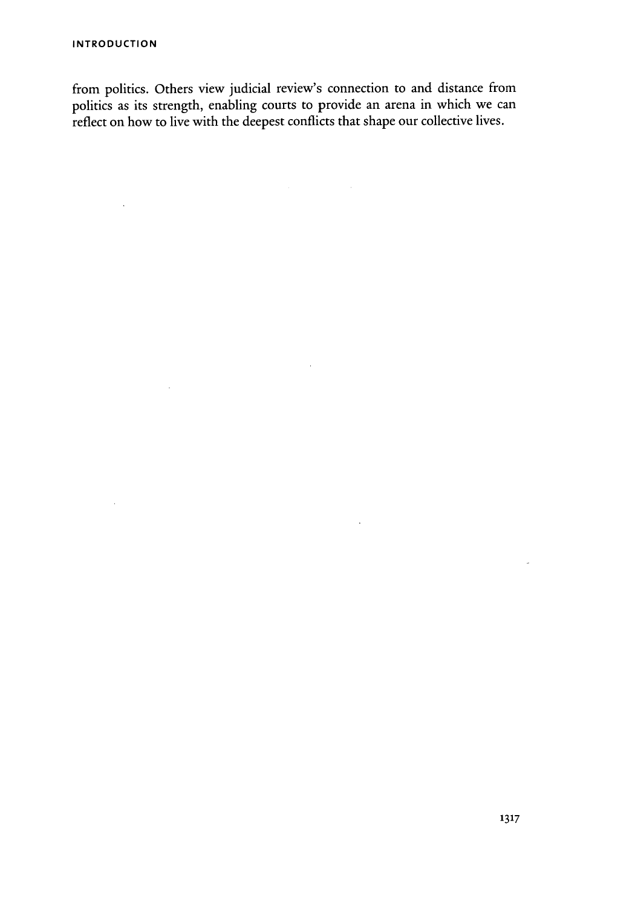from politics. Others view judicial review's connection to and distance from politics as its strength, enabling courts to provide an arena in which we can reflect on how to live with the deepest conflicts that shape our collective lives.